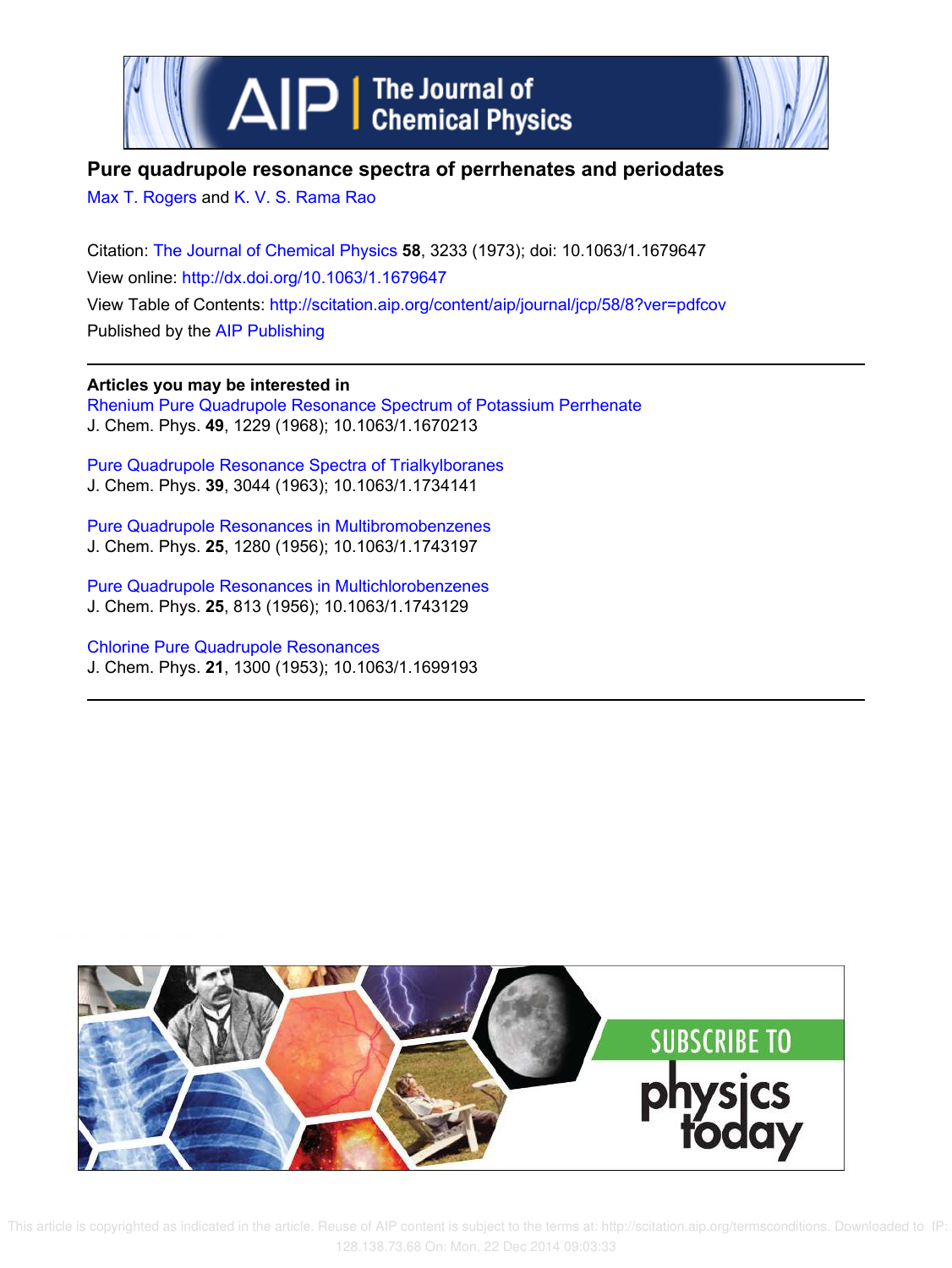# Pure quadrupole resonance spectra of perrhenates and periodates

Max T. Rogers and K. V. S. Rama Rao

Citation: The Journal of Chemical Physics **58**, 3233 (1973); doi: 10.1063/1.1679647

View online: http://dx.doi.org/10.1063/1.1679647

View Table of Contents: http://scitation.aip.org/content/aip/journal/jcp/58/8?ver=pdfcov

Published by the AIP Publishing

**Articles you may be interested in**

Rhenium Pure Quadrupole Resonance Spectrum of Potassium Perrhenate
J. Chem. Phys. **49**, 1229 (1968); 10.1063/1.1670213

Pure Quadrupole Resonance Spectra of Trialkylboranes
J. Chem. Phys. **39**, 3044 (1963); 10.1063/1.1734141

Pure Quadrupole Resonances in Multibromobenzenes
J. Chem. Phys. **25**, 1280 (1956); 10.1063/1.1743197

Pure Quadrupole Resonances in Multichlorobenzenes
J. Chem. Phys. **25**, 813 (1956); 10.1063/1.1743129

Chlorine Pure Quadrupole Resonances
J. Chem. Phys. **21**, 1300 (1953); 10.1063/1.1699193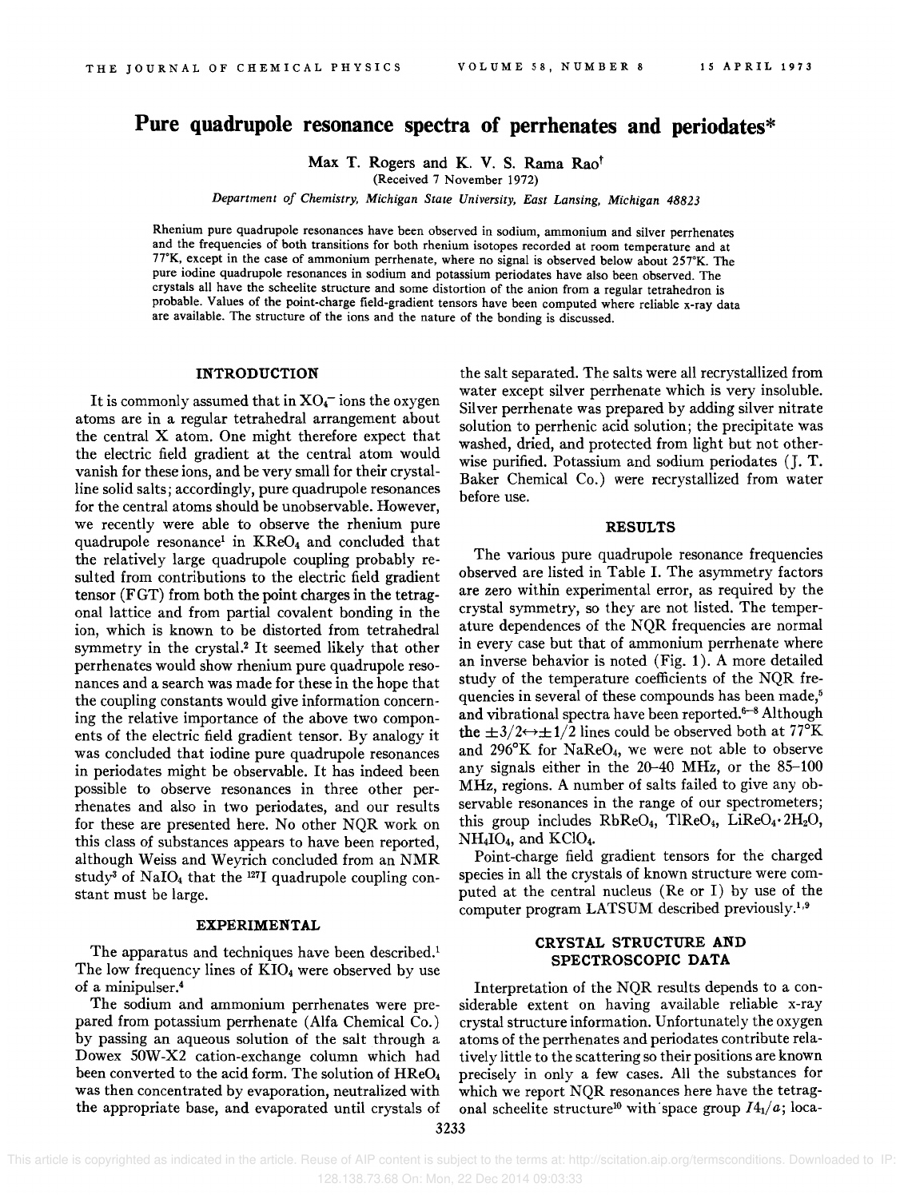# Pure quadrupole resonance spectra of perrhenates and periodates*

Max T. Rogers and K. V. S. Rama Rao†

(Received 7 November 1972)

*Department of Chemistry, Michigan State University, East Lansing, Michigan 48823*

Rhenium pure quadrupole resonances have been observed in sodium, ammonium and silver perrhenates and the frequencies of both transitions for both rhenium isotopes recorded at room temperature and at 77°K, except in the case of ammonium perrhenate, where no signal is observed below about 257°K. The pure iodine quadrupole resonances in sodium and potassium periodates have also been observed. The crystals all have the scheelite structure and some distortion of the anion from a regular tetrahedron is probable. Values of the point-charge field-gradient tensors have been computed where reliable x-ray data are available. The structure of the ions and the nature of the bonding is discussed.

## INTRODUCTION

It is commonly assumed that in $XO_4^-$ ions the oxygen atoms are in a regular tetrahedral arrangement about the central X atom. One might therefore expect that the electric field gradient at the central atom would vanish for these ions, and be very small for their crystalline solid salts; accordingly, pure quadrupole resonances for the central atoms should be unobservable. However, we recently were able to observe the rhenium pure quadrupole resonance[1] in $KReO_4$ and concluded that the relatively large quadrupole coupling probably resulted from contributions to the electric field gradient tensor (FGT) from both the point charges in the tetragonal lattice and from partial covalent bonding in the ion, which is known to be distorted from tetrahedral symmetry in the crystal.[2] It seemed likely that other perrhenates would show rhenium pure quadrupole resonances and a search was made for these in the hope that the coupling constants would give information concerning the relative importance of the above two components of the electric field gradient tensor. By analogy it was concluded that iodine pure quadrupole resonances in periodates might be observable. It has indeed been possible to observe resonances in three other perrhenates and also in two periodates, and our results for these are presented here. No other NQR work on this class of substances appears to have been reported, although Weiss and Weyrich concluded from an NMR study[3] of $NaIO_4$ that the $^{127}I$ quadrupole coupling constant must be large.

## EXPERIMENTAL

The apparatus and techniques have been described.[1] The low frequency lines of $KIO_4$ were observed by use of a minipulser.[4]

The sodium and ammonium perrhenates were prepared from potassium perrhenate (Alfa Chemical Co.) by passing an aqueous solution of the salt through a Dowex 50W-X2 cation-exchange column which had been converted to the acid form. The solution of $HReO_4$ was then concentrated by evaporation, neutralized with the appropriate base, and evaporated until crystals of the salt separated. The salts were all recrystallized from water except silver perrhenate which is very insoluble. Silver perrhenate was prepared by adding silver nitrate solution to perrhenic acid solution; the precipitate was washed, dried, and protected from light but not otherwise purified. Potassium and sodium periodates (J. T. Baker Chemical Co.) were recrystallized from water before use.

## RESULTS

The various pure quadrupole resonance frequencies observed are listed in Table I. The asymmetry factors are zero within experimental error, as required by the crystal symmetry, so they are not listed. The temperature dependences of the NQR frequencies are normal in every case but that of ammonium perrhenate where an inverse behavior is noted (Fig. 1). A more detailed study of the temperature coefficients of the NQR frequencies in several of these compounds has been made,[5] and vibrational spectra have been reported.[6–8] Although the $\pm 3/2 \leftrightarrow \pm 1/2$ lines could be observed both at 77°K and 296°K for $NaReO_4$, we were not able to observe any signals either in the 20–40 MHz, or the 85–100 MHz, regions. A number of salts failed to give any observable resonances in the range of our spectrometers; this group includes $RbReO_4$, $TlReO_4$, $LiReO_4 \cdot 2H_2O$, $NH_4IO_4$, and $KClO_4$.

Point-charge field gradient tensors for the charged species in all the crystals of known structure were computed at the central nucleus (Re or I) by use of the computer program LATSUM described previously.[1,9]

## CRYSTAL STRUCTURE AND SPECTROSCOPIC DATA

Interpretation of the NQR results depends to a considerable extent on having available reliable x-ray crystal structure information. Unfortunately the oxygen atoms of the perrhenates and periodates contribute relatively little to the scattering so their positions are known precisely in only a few cases. All the substances for which we report NQR resonances here have the tetragonal scheelite structure[10] with space group $I4_1/a$; loca-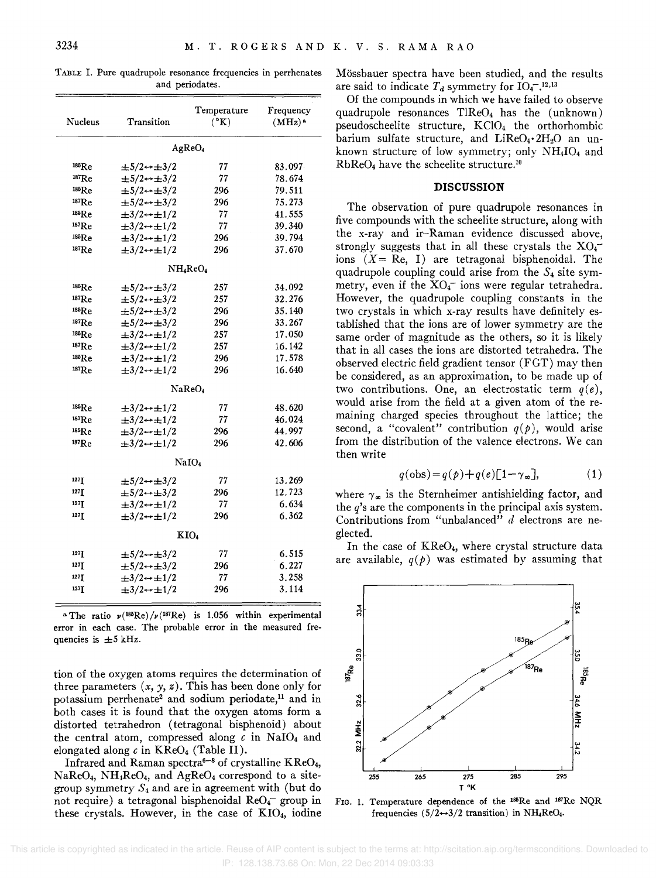TABLE I. Pure quadrupole resonance frequencies in perrhenates and periodates.

| Nucleus | Transition | Temperature (°K) | Frequency (MHz)[a] |
|---|---|---|---|
| | | $AgReO_4$ | |
| $^{185}Re$ | $\pm5/2\leftrightarrow\pm3/2$ | 77 | 83.097 |
| $^{187}Re$ | $\pm5/2\leftrightarrow\pm3/2$ | 77 | 78.674 |
| $^{185}Re$ | $\pm5/2\leftrightarrow\pm3/2$ | 296 | 79.511 |
| $^{187}Re$ | $\pm5/2\leftrightarrow\pm3/2$ | 296 | 75.273 |
| $^{185}Re$ | $\pm3/2\leftrightarrow\pm1/2$ | 77 | 41.555 |
| $^{187}Re$ | $\pm3/2\leftrightarrow\pm1/2$ | 77 | 39.340 |
| $^{185}Re$ | $\pm3/2\leftrightarrow\pm1/2$ | 296 | 39.794 |
| $^{187}Re$ | $\pm3/2\leftrightarrow\pm1/2$ | 296 | 37.670 |
| | | $NH_4ReO_4$ | |
| $^{185}Re$ | $\pm5/2\leftrightarrow\pm3/2$ | 257 | 34.092 |
| $^{187}Re$ | $\pm5/2\leftrightarrow\pm3/2$ | 257 | 32.276 |
| $^{185}Re$ | $\pm5/2\leftrightarrow\pm3/2$ | 296 | 35.140 |
| $^{187}Re$ | $\pm5/2\leftrightarrow\pm3/2$ | 296 | 33.267 |
| $^{185}Re$ | $\pm3/2\leftrightarrow\pm1/2$ | 257 | 17.050 |
| $^{187}Re$ | $\pm3/2\leftrightarrow\pm1/2$ | 257 | 16.142 |
| $^{185}Re$ | $\pm3/2\leftrightarrow\pm1/2$ | 296 | 17.578 |
| $^{187}Re$ | $\pm3/2\leftrightarrow\pm1/2$ | 296 | 16.640 |
| | | $NaReO_4$ | |
| $^{185}Re$ | $\pm3/2\leftrightarrow\pm1/2$ | 77 | 48.620 |
| $^{187}Re$ | $\pm3/2\leftrightarrow\pm1/2$ | 77 | 46.024 |
| $^{185}Re$ | $\pm3/2\leftrightarrow\pm1/2$ | 296 | 44.997 |
| $^{187}Re$ | $\pm3/2\leftrightarrow\pm1/2$ | 296 | 42.606 |
| | | $NaIO_4$ | |
| $^{127}I$ | $\pm5/2\leftrightarrow\pm3/2$ | 77 | 13.269 |
| $^{127}I$ | $\pm5/2\leftrightarrow\pm3/2$ | 296 | 12.723 |
| $^{127}I$ | $\pm3/2\leftrightarrow\pm1/2$ | 77 | 6.634 |
| $^{127}I$ | $\pm3/2\leftrightarrow\pm1/2$ | 296 | 6.362 |
| | | $KIO_4$ | |
| $^{127}I$ | $\pm5/2\leftrightarrow\pm3/2$ | 77 | 6.515 |
| $^{127}I$ | $\pm5/2\leftrightarrow\pm3/2$ | 296 | 6.227 |
| $^{127}I$ | $\pm3/2\leftrightarrow\pm1/2$ | 77 | 3.258 |
| $^{127}I$ | $\pm3/2\leftrightarrow\pm1/2$ | 296 | 3.114 |

[a] The ratio $\nu(^{185}Re)/\nu(^{187}Re)$ is 1.056 within experimental error in each case. The probable error in the measured frequencies is $\pm5$ kHz.

tion of the oxygen atoms requires the determination of three parameters $(x, y, z)$. This has been done only for potassium perrhenate[2] and sodium periodate,[11] and in both cases it is found that the oxygen atoms form a distorted tetrahedron (tetragonal bisphenoid) about the central atom, compressed along $c$ in $NaIO_4$ and elongated along $c$ in $KReO_4$ (Table II).

Infrared and Raman spectra[6–8] of crystalline $KReO_4$, $NaReO_4$, $NH_4ReO_4$, and $AgReO_4$ correspond to a site-group symmetry $S_4$ and are in agreement with (but do not require) a tetragonal bisphenoidal $ReO_4^-$ group in these crystals. However, in the case of $KIO_4$, iodine Mössbauer spectra have been studied, and the results are said to indicate $T_d$ symmetry for $IO_4^-$.[12,13]

Of the compounds in which we have failed to observe quadrupole resonances $TlReO_4$ has the (unknown) pseudoscheelite structure, $KClO_4$ the orthorhombic barium sulfate structure, and $LiReO_4\cdot2H_2O$ an unknown structure of low symmetry; only $NH_4IO_4$ and $RbReO_4$ have the scheelite structure.[10]

## DISCUSSION

The observation of pure quadrupole resonances in five compounds with the scheelite structure, along with the x-ray and ir–Raman evidence discussed above, strongly suggests that in all these crystals the $XO_4^-$ ions ($X$= Re, I) are tetragonal bisphenoidal. The quadrupole coupling could arise from the $S_4$ site symmetry, even if the $XO_4^-$ ions were regular tetrahedra. However, the quadrupole coupling constants in the two crystals in which x-ray results have definitely established that the ions are of lower symmetry are the same order of magnitude as the others, so it is likely that in all cases the ions are distorted tetrahedra. The observed electric field gradient tensor (FGT) may then be considered, as an approximation, to be made up of two contributions. One, an electrostatic term $q(e)$, would arise from the field at a given atom of the remaining charged species throughout the lattice; the second, a "covalent" contribution $q(p)$, would arise from the distribution of the valence electrons. We can then write

$$q(\text{obs}) = q(p) + q(e)[1-\gamma_\infty], \tag{1}$$

where $\gamma_\infty$ is the Sternheimer antishielding factor, and the $q$'s are the components in the principal axis system. Contributions from "unbalanced" $d$ electrons are neglected.

In the case of $KReO_4$, where crystal structure data are available, $q(p)$ was estimated by assuming that

FIG. 1. Temperature dependence of the $^{185}Re$ and $^{187}Re$ NQR frequencies ($5/2\leftrightarrow3/2$ transition) in $NH_4ReO_4$.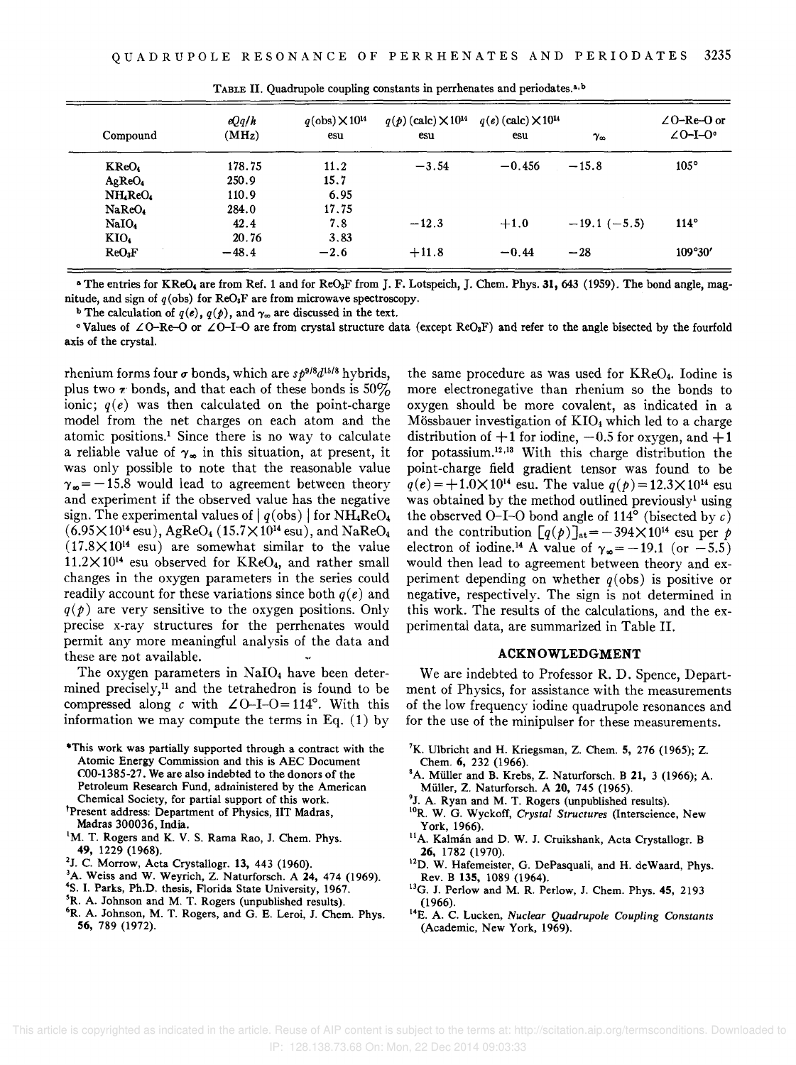TABLE II. Quadrupole coupling constants in perrhenates and periodates.[a,b]

| Compound | $eQq/h$ (MHz) | $q(\text{obs})\times10^{14}$ esu | $q(p)$ (calc) $\times10^{14}$ esu | $q(e)$ (calc) $\times10^{14}$ esu | $\gamma_\infty$ | ∠O–Re–O or ∠O–I–O[c] |
|---|---|---|---|---|---|---|
| $KReO_4$ | 178.75 | 11.2 | −3.54 | −0.456 | −15.8 | 105° |
| $AgReO_4$ | 250.9 | 15.7 | | | | |
| $NH_4ReO_4$ | 110.9 | 6.95 | | | | |
| $NaReO_4$ | 284.0 | 17.75 | | | | |
| $NaIO_4$ | 42.4 | 7.8 | −12.3 | +1.0 | −19.1 (−5.5) | 114° |
| $KIO_4$ | 20.76 | 3.83 | | | | |
| $ReO_3F$ | −48.4 | −2.6 | +11.8 | −0.44 | −28 | 109°30′ |

[a] The entries for $KReO_4$ are from Ref. 1 and for $ReO_3F$ from J. F. Lotspeich, J. Chem. Phys. **31**, 643 (1959). The bond angle, magnitude, and sign of $q(\text{obs})$ for $ReO_3F$ are from microwave spectroscopy.

[b] The calculation of $q(e)$, $q(p)$, and $\gamma_\infty$ are discussed in the text.

[c] Values of ∠O–Re–O or ∠O–I–O are from crystal structure data (except $ReO_3F$) and refer to the angle bisected by the fourfold axis of the crystal.

rhenium forms four $\sigma$ bonds, which are $sp^{9/8}d^{15/8}$ hybrids, plus two $\pi$ bonds, and that each of these bonds is 50% ionic; $q(e)$ was then calculated on the point-charge model from the net charges on each atom and the atomic positions.[1] Since there is no way to calculate a reliable value of $\gamma_\infty$ in this situation, at present, it was only possible to note that the reasonable value $\gamma_\infty = -15.8$ would lead to agreement between theory and experiment if the observed value has the negative sign. The experimental values of $|q(\text{obs})|$ for $NH_4ReO_4$ ($6.95\times10^{14}$ esu), $AgReO_4$ ($15.7\times10^{14}$ esu), and $NaReO_4$ ($17.8\times10^{14}$ esu) are somewhat similar to the value $11.2\times10^{14}$ esu observed for $KReO_4$, and rather small changes in the oxygen parameters in the series could readily account for these variations since both $q(e)$ and $q(p)$ are very sensitive to the oxygen positions. Only precise x-ray structures for the perrhenates would permit any more meaningful analysis of the data and these are not available.

The oxygen parameters in $NaIO_4$ have been determined precisely,[11] and the tetrahedron is found to be compressed along $c$ with ∠O–I–O = 114°. With this information we may compute the terms in Eq. (1) by the same procedure as was used for $KReO_4$. Iodine is more electronegative than rhenium so the bonds to oxygen should be more covalent, as indicated in a Mössbauer investigation of $KIO_4$ which led to a charge distribution of +1 for iodine, −0.5 for oxygen, and +1 for potassium.[12,13] With this charge distribution the point-charge field gradient tensor was found to be $q(e) = +1.0\times10^{14}$ esu. The value $q(p) = 12.3\times10^{14}$ esu was obtained by the method outlined previously[1] using the observed O–I–O bond angle of 114° (bisected by $c$) and the contribution $[q(p)]_{\text{at}} = -394\times10^{14}$ esu per $p$ electron of iodine.[14] A value of $\gamma_\infty = -19.1$ (or $-5.5$) would then lead to agreement between theory and experiment depending on whether $q(\text{obs})$ is positive or negative, respectively. The sign is not determined in this work. The results of the calculations, and the experimental data, are summarized in Table II.

## ACKNOWLEDGMENT

We are indebted to Professor R. D. Spence, Department of Physics, for assistance with the measurements of the low frequency iodine quadrupole resonances and for the use of the minipulser for these measurements.

*This work was partially supported through a contract with the Atomic Energy Commission and this is AEC Document COO-1385-27. We are also indebted to the donors of the Petroleum Research Fund, administered by the American Chemical Society, for partial support of this work.

†Present address: Department of Physics, IIT Madras, Madras 300036, India.

[1] M. T. Rogers and K. V. S. Rama Rao, J. Chem. Phys. **49**, 1229 (1968).

[2] J. C. Morrow, Acta Crystallogr. **13**, 443 (1960).

[3] A. Weiss and W. Weyrich, Z. Naturforsch. A **24**, 474 (1969).

[4] S. I. Parks, Ph.D. thesis, Florida State University, 1967.

[5] R. A. Johnson and M. T. Rogers (unpublished results).

[6] R. A. Johnson, M. T. Rogers, and G. E. Leroi, J. Chem. Phys. **56**, 789 (1972).

[7] K. Ulbricht and H. Kriegsman, Z. Chem. **5**, 276 (1965); Z. Chem. **6**, 232 (1966).

[8] A. Müller and B. Krebs, Z. Naturforsch. B **21**, 3 (1966); A. Müller, Z. Naturforsch. A **20**, 745 (1965).

[9] J. A. Ryan and M. T. Rogers (unpublished results).

[10] R. W. G. Wyckoff, *Crystal Structures* (Interscience, New York, 1966).

[11] A. Kalmán and D. W. J. Cruikshank, Acta Crystallogr. B **26**, 1782 (1970).

[12] D. W. Hafemeister, G. DePasquali, and H. deWaard, Phys. Rev. B **135**, 1089 (1964).

[13] G. J. Perlow and M. R. Perlow, J. Chem. Phys. **45**, 2193 (1966).

[14] E. A. C. Lucken, *Nuclear Quadrupole Coupling Constants* (Academic, New York, 1969).